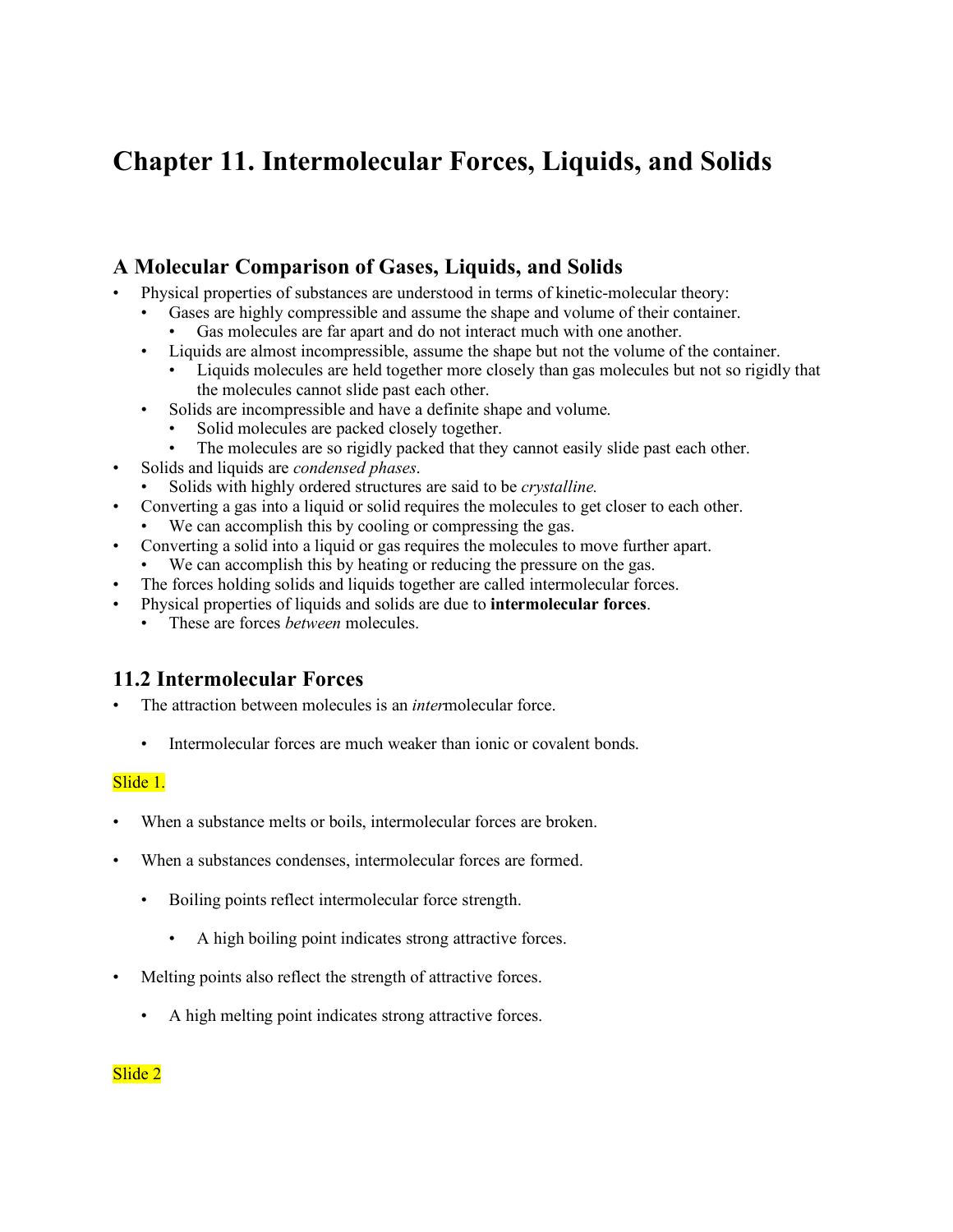# Chapter 11. Intermolecular Forces, Liquids, and Solids

## A Molecular Comparison of Gases, Liquids, and Solids

- Physical properties of substances are understood in terms of kinetic-molecular theory:
  - Gases are highly compressible and assume the shape and volume of their container.
    - Gas molecules are far apart and do not interact much with one another.
  - Liquids are almost incompressible, assume the shape but not the volume of the container.
    - Liquids molecules are held together more closely than gas molecules but not so rigidly that the molecules cannot slide past each other.
  - Solids are incompressible and have a definite shape and volume.
    - Solid molecules are packed closely together.
    - The molecules are so rigidly packed that they cannot easily slide past each other.
- Solids and liquids are *condensed phases*.
  - Solids with highly ordered structures are said to be *crystalline.*
- Converting a gas into a liquid or solid requires the molecules to get closer to each other.
  - We can accomplish this by cooling or compressing the gas.
- Converting a solid into a liquid or gas requires the molecules to move further apart.
  - We can accomplish this by heating or reducing the pressure on the gas.
- The forces holding solids and liquids together are called intermolecular forces.
- Physical properties of liquids and solids are due to **intermolecular forces**.
  - These are forces *between* molecules.

## 11.2 Intermolecular Forces

- The attraction between molecules is an *inter*molecular force.
  - Intermolecular forces are much weaker than ionic or covalent bonds.

Slide 1.

- When a substance melts or boils, intermolecular forces are broken.
- When a substances condenses, intermolecular forces are formed.
  - Boiling points reflect intermolecular force strength.
    - A high boiling point indicates strong attractive forces.
- Melting points also reflect the strength of attractive forces.
  - A high melting point indicates strong attractive forces.

Slide 2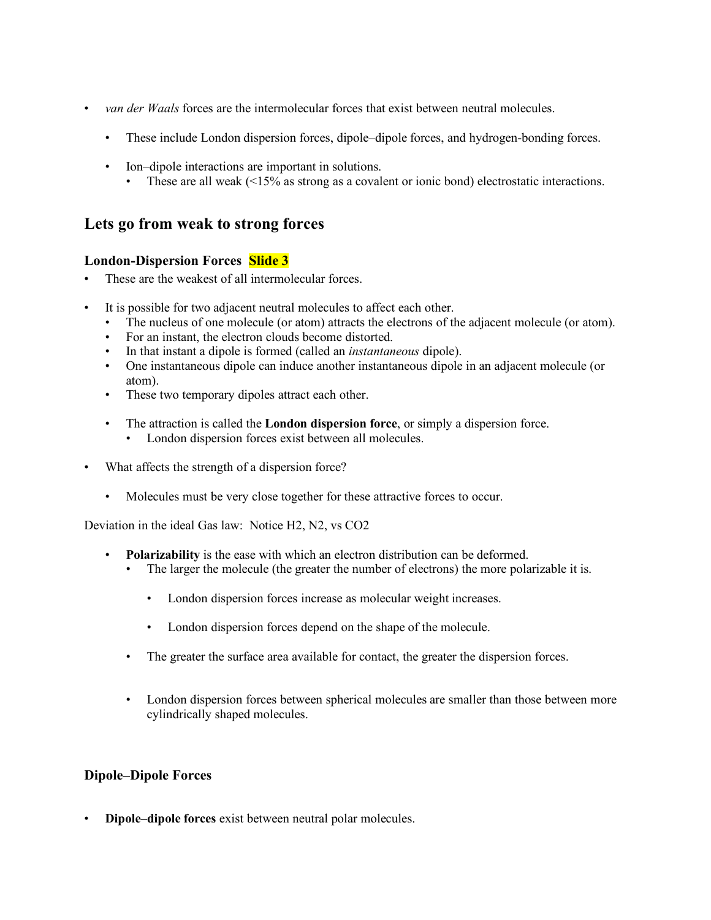- *van der Waals* forces are the intermolecular forces that exist between neutral molecules.
  - These include London dispersion forces, dipole–dipole forces, and hydrogen-bonding forces.
  - Ion–dipole interactions are important in solutions.
    - These are all weak (<15% as strong as a covalent or ionic bond) electrostatic interactions.

## Lets go from weak to strong forces

### London-Dispersion Forces Slide 3

- These are the weakest of all intermolecular forces.
- It is possible for two adjacent neutral molecules to affect each other.
  - The nucleus of one molecule (or atom) attracts the electrons of the adjacent molecule (or atom).
  - For an instant, the electron clouds become distorted.
  - In that instant a dipole is formed (called an *instantaneous* dipole).
  - One instantaneous dipole can induce another instantaneous dipole in an adjacent molecule (or atom).
  - These two temporary dipoles attract each other.
  - The attraction is called the **London dispersion force**, or simply a dispersion force.
    - London dispersion forces exist between all molecules.
- What affects the strength of a dispersion force?
  - Molecules must be very close together for these attractive forces to occur.

Deviation in the ideal Gas law: Notice $H_2$, $N_2$, vs $CO_2$

- **Polarizability** is the ease with which an electron distribution can be deformed.
  - The larger the molecule (the greater the number of electrons) the more polarizable it is.
    - London dispersion forces increase as molecular weight increases.
    - London dispersion forces depend on the shape of the molecule.
  - The greater the surface area available for contact, the greater the dispersion forces.
  - London dispersion forces between spherical molecules are smaller than those between more cylindrically shaped molecules.

### Dipole–Dipole Forces

- **Dipole–dipole forces** exist between neutral polar molecules.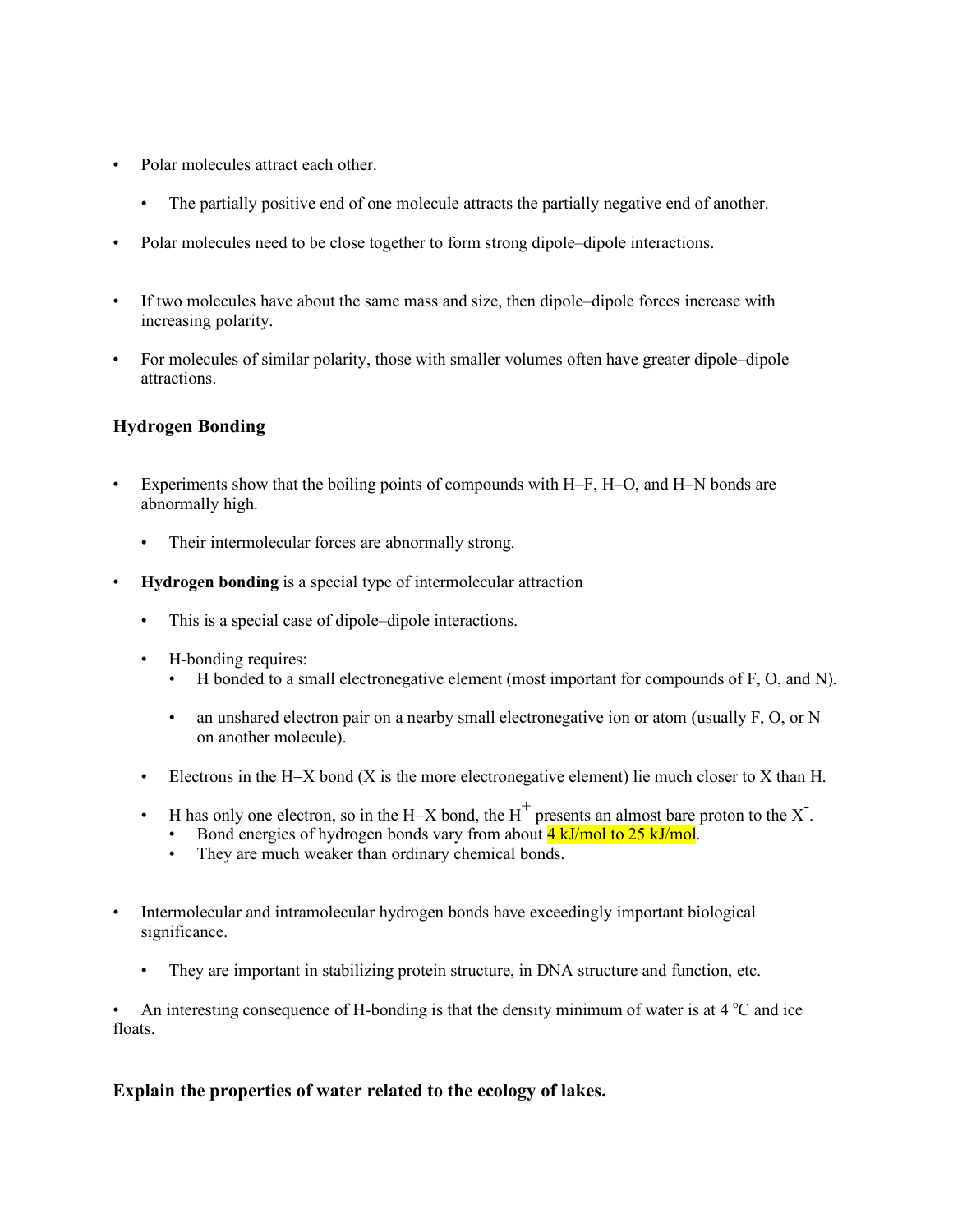- Polar molecules attract each other.
  - The partially positive end of one molecule attracts the partially negative end of another.
- Polar molecules need to be close together to form strong dipole–dipole interactions.
- If two molecules have about the same mass and size, then dipole–dipole forces increase with increasing polarity.
- For molecules of similar polarity, those with smaller volumes often have greater dipole–dipole attractions.

### Hydrogen Bonding

- Experiments show that the boiling points of compounds with H–F, H–O, and H–N bonds are abnormally high.
  - Their intermolecular forces are abnormally strong.
- **Hydrogen bonding** is a special type of intermolecular attraction
  - This is a special case of dipole–dipole interactions.
  - H-bonding requires:
    - H bonded to a small electronegative element (most important for compounds of F, O, and N).
    - an unshared electron pair on a nearby small electronegative ion or atom (usually F, O, or N on another molecule).
  - Electrons in the H−X bond (X is the more electronegative element) lie much closer to X than H.
  - H has only one electron, so in the H−X bond, the $H^+$ presents an almost bare proton to the $X^-$.
    - Bond energies of hydrogen bonds vary from about 4 kJ/mol to 25 kJ/mol.
    - They are much weaker than ordinary chemical bonds.
- Intermolecular and intramolecular hydrogen bonds have exceedingly important biological significance.
  - They are important in stabilizing protein structure, in DNA structure and function, etc.
- An interesting consequence of H-bonding is that the density minimum of water is at 4 $^{o}$C and ice floats.

### Explain the properties of water related to the ecology of lakes.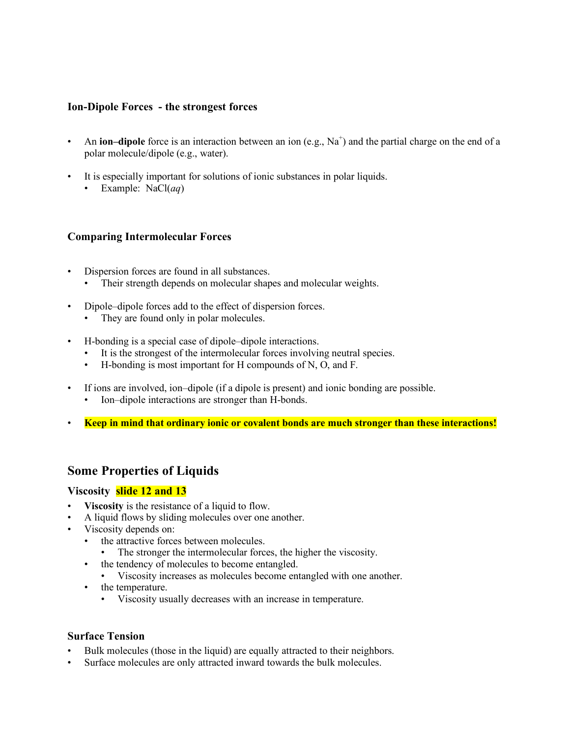### Ion-Dipole Forces - the strongest forces

- An **ion–dipole** force is an interaction between an ion (e.g., $Na^+$) and the partial charge on the end of a polar molecule/dipole (e.g., water).
- It is especially important for solutions of ionic substances in polar liquids.
  - Example: NaCl(*aq*)

### Comparing Intermolecular Forces

- Dispersion forces are found in all substances.
  - Their strength depends on molecular shapes and molecular weights.
- Dipole–dipole forces add to the effect of dispersion forces.
  - They are found only in polar molecules.
- H-bonding is a special case of dipole–dipole interactions.
  - It is the strongest of the intermolecular forces involving neutral species.
  - H-bonding is most important for H compounds of N, O, and F.
- If ions are involved, ion–dipole (if a dipole is present) and ionic bonding are possible.
  - Ion–dipole interactions are stronger than H-bonds.
- **Keep in mind that ordinary ionic or covalent bonds are much stronger than these interactions!**

## Some Properties of Liquids

### Viscosity **slide 12 and 13**

- **Viscosity** is the resistance of a liquid to flow.
- A liquid flows by sliding molecules over one another.
- Viscosity depends on:
  - the attractive forces between molecules.
    - The stronger the intermolecular forces, the higher the viscosity.
  - the tendency of molecules to become entangled.
    - Viscosity increases as molecules become entangled with one another.
  - the temperature.
    - Viscosity usually decreases with an increase in temperature.

### Surface Tension

- Bulk molecules (those in the liquid) are equally attracted to their neighbors.
- Surface molecules are only attracted inward towards the bulk molecules.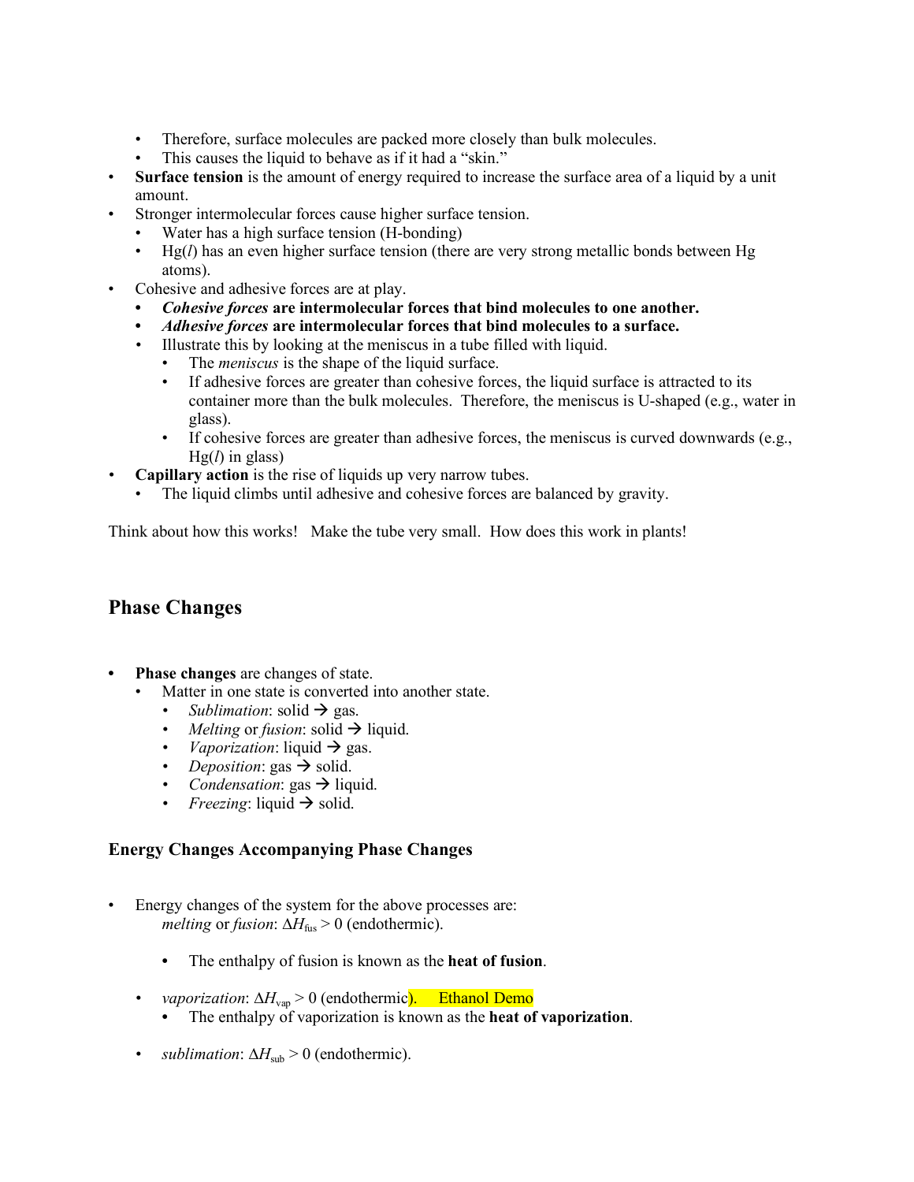- Therefore, surface molecules are packed more closely than bulk molecules.
  - This causes the liquid to behave as if it had a "skin."
- **Surface tension** is the amount of energy required to increase the surface area of a liquid by a unit amount.
- Stronger intermolecular forces cause higher surface tension.
  - Water has a high surface tension (H-bonding)
  - Hg(*l*) has an even higher surface tension (there are very strong metallic bonds between Hg atoms).
- Cohesive and adhesive forces are at play.
  - ***Cohesive forces* are intermolecular forces that bind molecules to one another.**
  - ***Adhesive forces* are intermolecular forces that bind molecules to a surface.**
  - Illustrate this by looking at the meniscus in a tube filled with liquid.
    - The *meniscus* is the shape of the liquid surface.
    - If adhesive forces are greater than cohesive forces, the liquid surface is attracted to its container more than the bulk molecules. Therefore, the meniscus is U-shaped (e.g., water in glass).
    - If cohesive forces are greater than adhesive forces, the meniscus is curved downwards (e.g., Hg(*l*) in glass)
- **Capillary action** is the rise of liquids up very narrow tubes.
  - The liquid climbs until adhesive and cohesive forces are balanced by gravity.

Think about how this works! Make the tube very small. How does this work in plants!

## Phase Changes

- **Phase changes** are changes of state.
  - Matter in one state is converted into another state.
    - *Sublimation*: solid → gas.
    - *Melting* or *fusion*: solid → liquid.
    - *Vaporization*: liquid → gas.
    - *Deposition*: gas → solid.
    - *Condensation*: gas → liquid.
    - *Freezing*: liquid → solid.

### Energy Changes Accompanying Phase Changes

- Energy changes of the system for the above processes are:
  *melting* or *fusion*: $\Delta H_{fus} > 0$ (endothermic).
    - The enthalpy of fusion is known as the **heat of fusion**.
  - *vaporization*: $\Delta H_{vap} > 0$ (endothermic). Ethanol Demo
    - The enthalpy of vaporization is known as the **heat of vaporization**.
  - *sublimation*: $\Delta H_{sub} > 0$ (endothermic).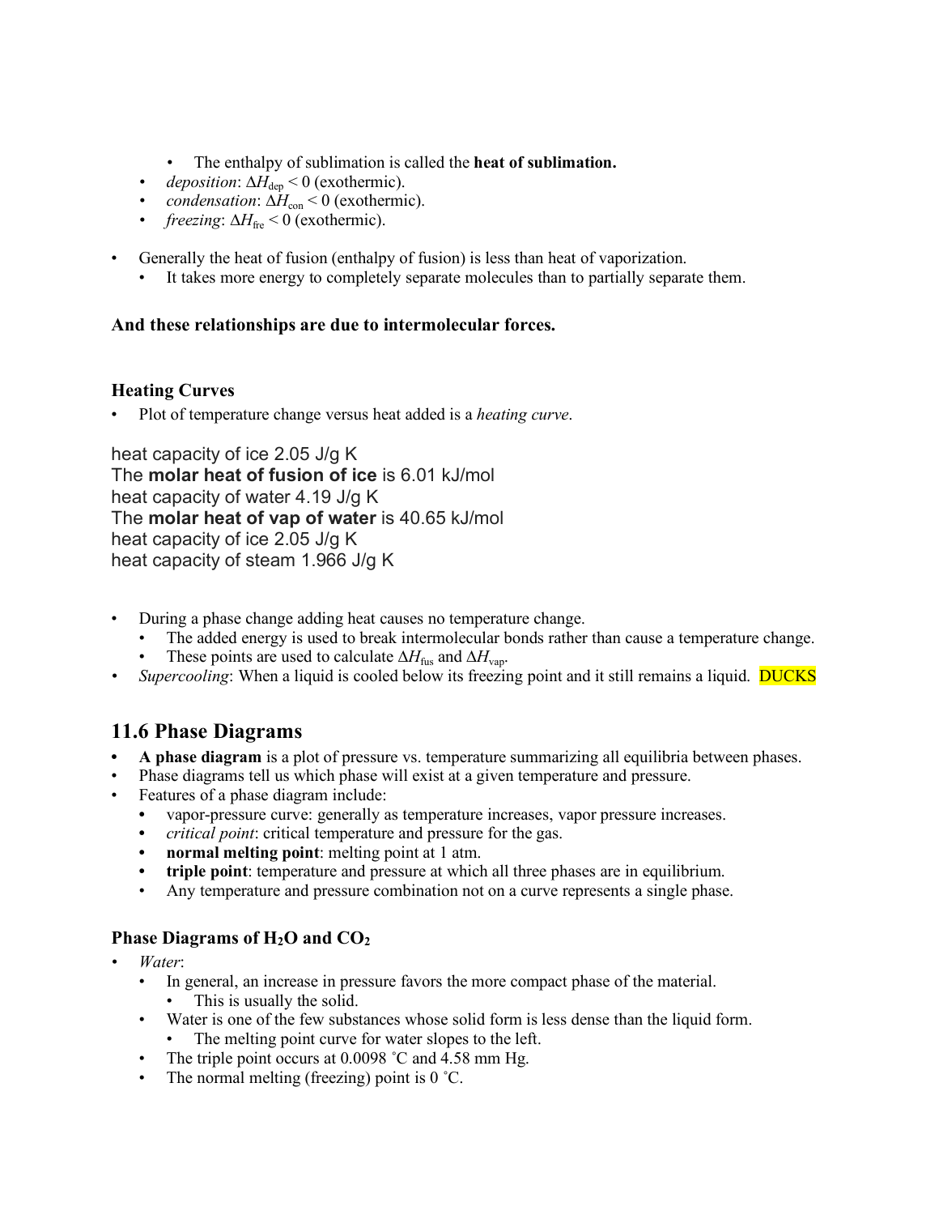- The enthalpy of sublimation is called the **heat of sublimation.**
- *deposition*: $\Delta H_{dep} < 0$ (exothermic).
- *condensation*: $\Delta H_{con} < 0$ (exothermic).
- *freezing*: $\Delta H_{fre} < 0$ (exothermic).

- Generally the heat of fusion (enthalpy of fusion) is less than heat of vaporization.
  - It takes more energy to completely separate molecules than to partially separate them.

**And these relationships are due to intermolecular forces.**

### Heating Curves

- Plot of temperature change versus heat added is a *heating curve*.

heat capacity of ice 2.05 J/g K
The **molar heat of fusion of ice** is 6.01 kJ/mol
heat capacity of water 4.19 J/g K
The **molar heat of vap of water** is 40.65 kJ/mol
heat capacity of ice 2.05 J/g K
heat capacity of steam 1.966 J/g K

- During a phase change adding heat causes no temperature change.
  - The added energy is used to break intermolecular bonds rather than cause a temperature change.
  - These points are used to calculate $\Delta H_{fus}$ and $\Delta H_{vap}$.
- *Supercooling*: When a liquid is cooled below its freezing point and it still remains a liquid. DUCKS

## 11.6 Phase Diagrams

- **A phase diagram** is a plot of pressure vs. temperature summarizing all equilibria between phases.
- Phase diagrams tell us which phase will exist at a given temperature and pressure.
- Features of a phase diagram include:
  - vapor-pressure curve: generally as temperature increases, vapor pressure increases.
  - *critical point*: critical temperature and pressure for the gas.
  - **normal melting point**: melting point at 1 atm.
  - **triple point**: temperature and pressure at which all three phases are in equilibrium.
  - Any temperature and pressure combination not on a curve represents a single phase.

### Phase Diagrams of $H_2O$ and $CO_2$

- *Water*:
  - In general, an increase in pressure favors the more compact phase of the material.
    - This is usually the solid.
  - Water is one of the few substances whose solid form is less dense than the liquid form.
    - The melting point curve for water slopes to the left.
  - The triple point occurs at 0.0098 ˚C and 4.58 mm Hg.
  - The normal melting (freezing) point is 0 ˚C.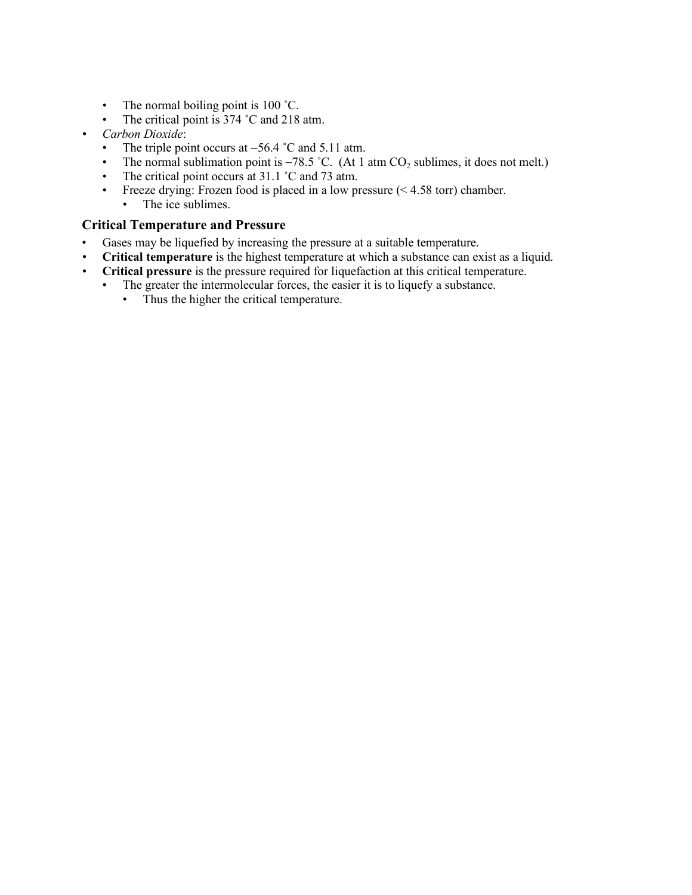- The normal boiling point is 100 ˚C.
- The critical point is 374 ˚C and 218 atm.

- *Carbon Dioxide*:
  - The triple point occurs at –56.4 ˚C and 5.11 atm.
  - The normal sublimation point is –78.5 ˚C. (At 1 atm $CO_2$ sublimes, it does not melt.)
  - The critical point occurs at 31.1 ˚C and 73 atm.
  - Freeze drying: Frozen food is placed in a low pressure (< 4.58 torr) chamber.
    - The ice sublimes.

### Critical Temperature and Pressure

- Gases may be liquefied by increasing the pressure at a suitable temperature.
- **Critical temperature** is the highest temperature at which a substance can exist as a liquid.
- **Critical pressure** is the pressure required for liquefaction at this critical temperature.
  - The greater the intermolecular forces, the easier it is to liquefy a substance.
    - Thus the higher the critical temperature.